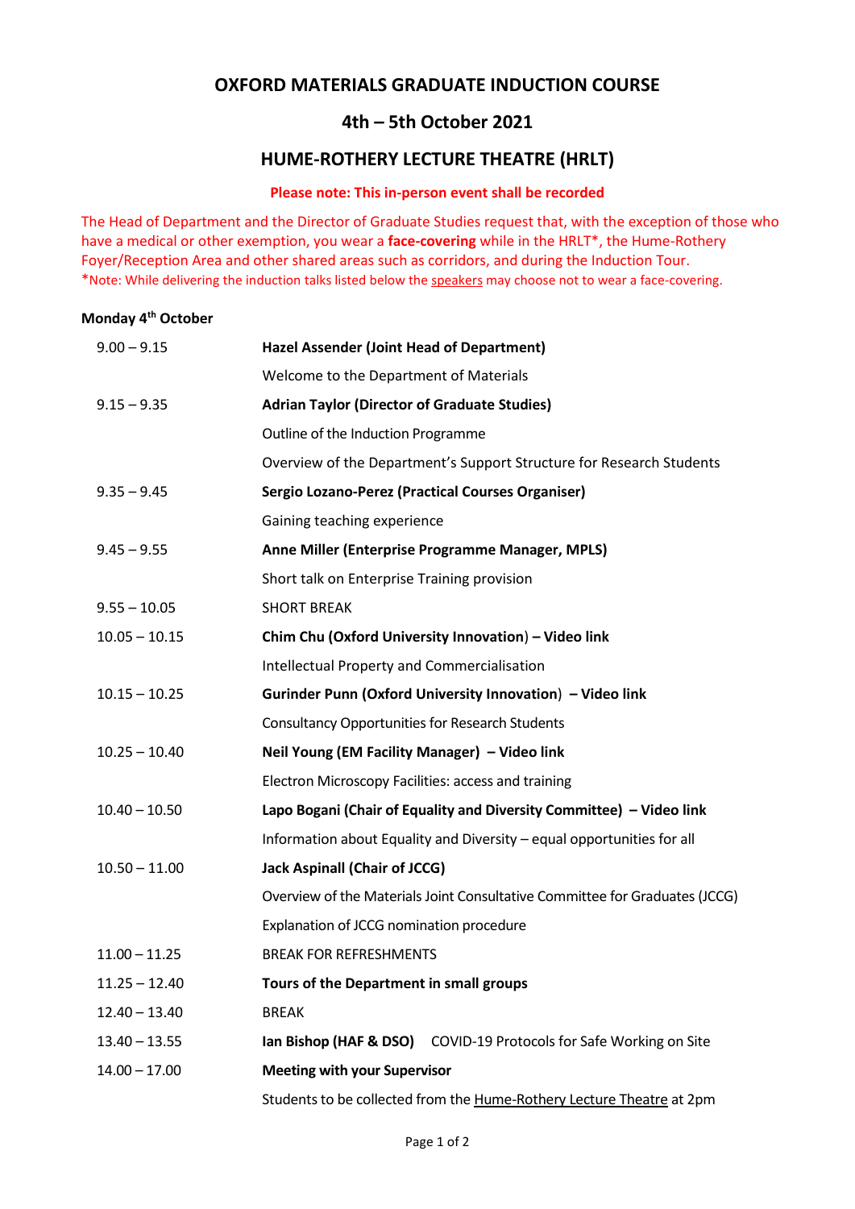# OXFORD MATERIALS GRADUATE INDUCTION COURSE

## 4th – 5th October 2021

## HUME-ROTHERY LECTURE THEATRE (HRLT)

**Please note: This in-person event shall be recorded**

The Head of Department and the Director of Graduate Studies request that, with the exception of those who have a medical or other exemption, you wear a **face-covering** while in the HRLT*, the Hume-Rothery Foyer/Reception Area and other shared areas such as corridors, and during the Induction Tour.
*Note: While delivering the induction talks listed below the speakers may choose not to wear a face-covering.

**Monday 4th October**

| | |
|---|---|
| 9.00 – 9.15 | **Hazel Assender (Joint Head of Department)** |
| | Welcome to the Department of Materials |
| 9.15 – 9.35 | **Adrian Taylor (Director of Graduate Studies)** |
| | Outline of the Induction Programme |
| | Overview of the Department's Support Structure for Research Students |
| 9.35 – 9.45 | **Sergio Lozano-Perez (Practical Courses Organiser)** |
| | Gaining teaching experience |
| 9.45 – 9.55 | **Anne Miller (Enterprise Programme Manager, MPLS)** |
| | Short talk on Enterprise Training provision |
| 9.55 – 10.05 | SHORT BREAK |
| 10.05 – 10.15 | **Chim Chu (Oxford University Innovation) – Video link** |
| | Intellectual Property and Commercialisation |
| 10.15 – 10.25 | **Gurinder Punn (Oxford University Innovation) – Video link** |
| | Consultancy Opportunities for Research Students |
| 10.25 – 10.40 | **Neil Young (EM Facility Manager) – Video link** |
| | Electron Microscopy Facilities: access and training |
| 10.40 – 10.50 | **Lapo Bogani (Chair of Equality and Diversity Committee) – Video link** |
| | Information about Equality and Diversity – equal opportunities for all |
| 10.50 – 11.00 | **Jack Aspinall (Chair of JCCG)** |
| | Overview of the Materials Joint Consultative Committee for Graduates (JCCG) |
| | Explanation of JCCG nomination procedure |
| 11.00 – 11.25 | BREAK FOR REFRESHMENTS |
| 11.25 – 12.40 | **Tours of the Department in small groups** |
| 12.40 – 13.40 | BREAK |
| 13.40 – 13.55 | **Ian Bishop (HAF & DSO)** COVID-19 Protocols for Safe Working on Site |
| 14.00 – 17.00 | **Meeting with your Supervisor** |
| | Students to be collected from the Hume-Rothery Lecture Theatre at 2pm |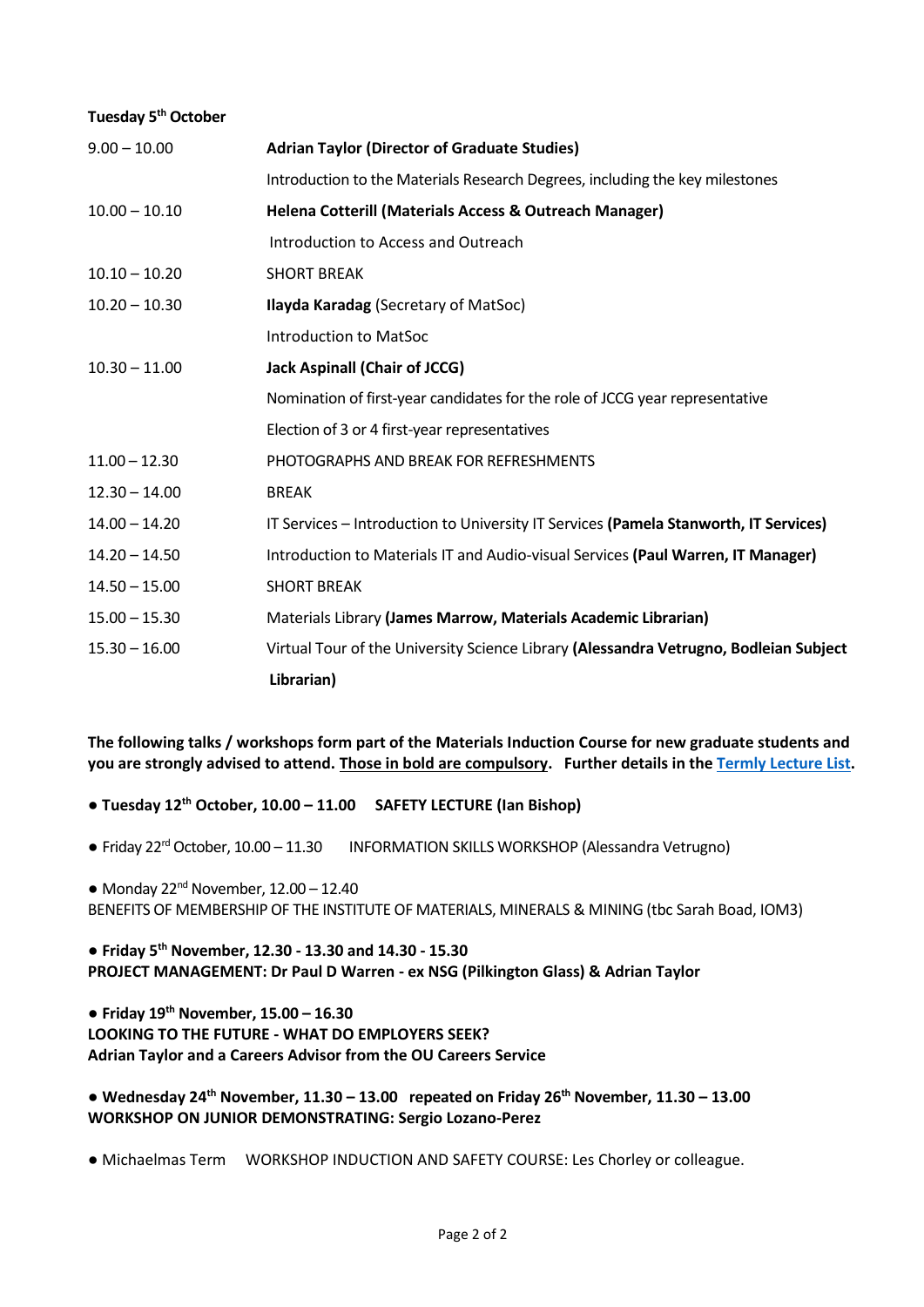**Tuesday 5th October**

| | |
|---|---|
| 9.00 – 10.00 | **Adrian Taylor (Director of Graduate Studies)** |
| | Introduction to the Materials Research Degrees, including the key milestones |
| 10.00 – 10.10 | **Helena Cotterill (Materials Access & Outreach Manager)** |
| | Introduction to Access and Outreach |
| 10.10 – 10.20 | SHORT BREAK |
| 10.20 – 10.30 | **Ilayda Karadag** (Secretary of MatSoc) |
| | Introduction to MatSoc |
| 10.30 – 11.00 | **Jack Aspinall (Chair of JCCG)** |
| | Nomination of first-year candidates for the role of JCCG year representative |
| | Election of 3 or 4 first-year representatives |
| 11.00 – 12.30 | PHOTOGRAPHS AND BREAK FOR REFRESHMENTS |
| 12.30 – 14.00 | BREAK |
| 14.00 – 14.20 | IT Services – Introduction to University IT Services **(Pamela Stanworth, IT Services)** |
| 14.20 – 14.50 | Introduction to Materials IT and Audio-visual Services **(Paul Warren, IT Manager)** |
| 14.50 – 15.00 | SHORT BREAK |
| 15.00 – 15.30 | Materials Library **(James Marrow, Materials Academic Librarian)** |
| 15.30 – 16.00 | Virtual Tour of the University Science Library **(Alessandra Vetrugno, Bodleian Subject Librarian)** |

**The following talks / workshops form part of the Materials Induction Course for new graduate students and you are strongly advised to attend. Those in bold are compulsory. Further details in the Termly Lecture List.**

● **Tuesday 12th October, 10.00 – 11.00 SAFETY LECTURE (Ian Bishop)**

● Friday 22rd October, 10.00 – 11.30 INFORMATION SKILLS WORKSHOP (Alessandra Vetrugno)

● Monday 22nd November, 12.00 – 12.40
BENEFITS OF MEMBERSHIP OF THE INSTITUTE OF MATERIALS, MINERALS & MINING (tbc Sarah Boad, IOM3)

● **Friday 5th November, 12.30 - 13.30 and 14.30 - 15.30**
**PROJECT MANAGEMENT: Dr Paul D Warren - ex NSG (Pilkington Glass) & Adrian Taylor**

● **Friday 19th November, 15.00 – 16.30**
**LOOKING TO THE FUTURE - WHAT DO EMPLOYERS SEEK?**
**Adrian Taylor and a Careers Advisor from the OU Careers Service**

● **Wednesday 24th November, 11.30 – 13.00 repeated on Friday 26th November, 11.30 – 13.00**
**WORKSHOP ON JUNIOR DEMONSTRATING: Sergio Lozano-Perez**

● Michaelmas Term WORKSHOP INDUCTION AND SAFETY COURSE: Les Chorley or colleague.